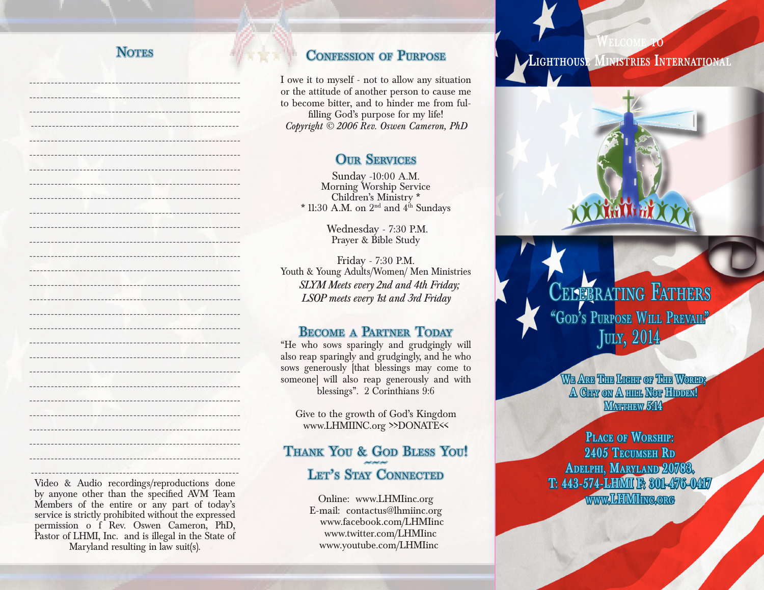## Notes

---

Video & Audio recordings/reproductions done by anyone other than the specified AVM Team Members of the entire or any part of today's service is strictly prohibited without the expressed permission o f Rev. Oswen Cameron, PhD, Pastor of LHMI, Inc. and is illegal in the State of Maryland resulting in law suit(s).

## Confession of Purpose

I owe it to myself - not to allow any situation or the attitude of another person to cause me to become bitter, and to hinder me from fulfilling God's purpose for my life!

*Copyright © 2006 Rev. Oswen Cameron, PhD*

## Our Services

Sunday -10:00 A.M.
Morning Worship Service
Children's Ministry *
* 11:30 A.M. on 2nd and 4th Sundays

Wednesday - 7:30 P.M.
Prayer & Bible Study

Friday - 7:30 P.M.
Youth & Young Adults/Women/ Men Ministries
*SLYM Meets every 2nd and 4th Friday;*
*LSOP meets every 1st and 3rd Friday*

## Become a Partner Today

"He who sows sparingly and grudgingly will also reap sparingly and grudgingly, and he who sows generously [that blessings may come to someone] will also reap generously and with blessings". 2 Corinthians 9:6

Give to the growth of God's Kingdom
www.LHMIINC.org >>DONATE<<

## Thank You & God Bless You!

~~~

## Let's Stay Connected

Online: www.LHMIinc.org
E-mail: contactus@lhmiinc.org
www.facebook.com/LHMIinc
www.twitter.com/LHMIinc
www.youtube.com/LHMIinc

# Welcome to Lighthouse Ministries International

## Celebrating Fathers

### "God's Purpose Will Prevail"

### July, 2014

**We Are The Light of The World; A City on A hill Not Hidden! Matthew 5:14**

**Place of Worship:**
**2405 Tecumseh Rd**
**Adelphi, Maryland 20783.**
**T: 443-574-LHMI F: 301-476-0417**
**www.LHMIinc.org**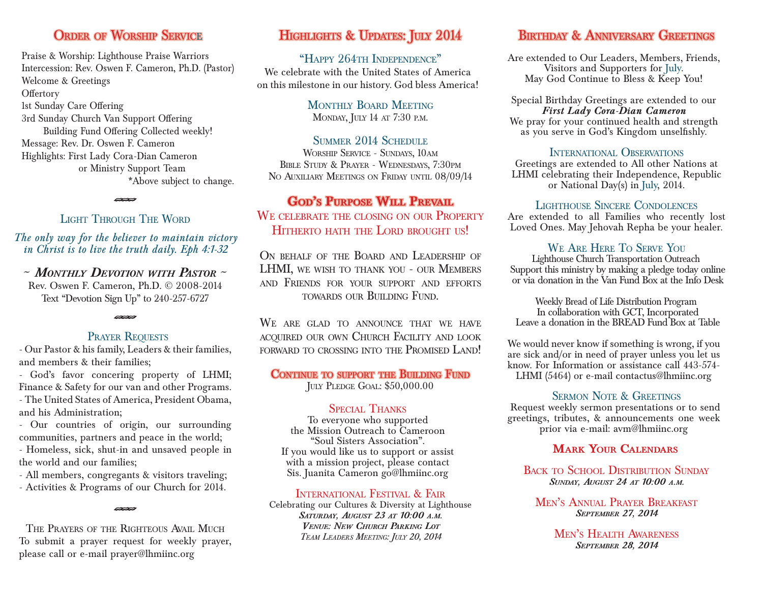## Order of Worship Service

Praise & Worship: Lighthouse Praise Warriors
Intercession: Rev. Oswen F. Cameron, Ph.D. (Pastor)
Welcome & Greetings
Offertory
1st Sunday Care Offering
3rd Sunday Church Van Support Offering
Building Fund Offering Collected weekly!
Message: Rev. Dr. Oswen F. Cameron
Highlights: First Lady Cora-Dian Cameron
or Ministry Support Team
*Above subject to change.

### Light Through The Word

*The only way for the believer to maintain victory in Christ is to live the truth daily. Eph 4:1-32*

~ ***Monthly Devotion with Pastor*** ~
Rev. Oswen F. Cameron, Ph.D. © 2008-2014
Text "Devotion Sign Up" to 240-257-6727

### Prayer Requests

- Our Pastor & his family, Leaders & their families, and members & their families;
- God's favor concering property of LHMI; Finance & Safety for our van and other Programs.
- The United States of America, President Obama, and his Administration;
- Our countries of origin, our surrounding communities, partners and peace in the world;
- Homeless, sick, shut-in and unsaved people in the world and our families;
- All members, congregants & visitors traveling;
- Activities & Programs of our Church for 2014.

The Prayers of the Righteous Avail Much
To submit a prayer request for weekly prayer, please call or e-mail prayer@lhmiinc.org

## Highlights & Updates: July 2014

### "Happy 264th Independence"

We celebrate with the United States of America on this milestone in our history. God bless America!

### Monthly Board Meeting

Monday, July 14 at 7:30 p.m.

### Summer 2014 Schedule

Worship Service - Sundays, 10am
Bible Study & Prayer - Wednesdays, 7:30pm
No Auxiliary Meetings on Friday until 08/09/14

### God's Purpose Will Prevail

We celebrate the closing on our Property
Hitherto hath the Lord brought us!

On behalf of the Board and Leadership of LHMI, we wish to thank you - our Members and Friends for your support and efforts towards our Building Fund.

We are glad to announce that we have acquired our own Church Facility and look forward to crossing into the Promised Land!

### Continue to support the Building Fund

July Pledge Goal: $50,000.00

### Special Thanks

To everyone who supported the Mission Outreach to Cameroon "Soul Sisters Association".
If you would like us to support or assist with a mission project, please contact Sis. Juanita Cameron go@lhmiinc.org

### International Festival & Fair

Celebrating our Cultures & Diversity at Lighthouse
***Saturday, August 23 at 10:00 a.m.***
***Venue: New Church Parking Lot***
*Team Leaders Meeting: July 20, 2014*

## Birthday & Anniversary Greetings

Are extended to Our Leaders, Members, Friends, Visitors and Supporters for July.
May God Continue to Bless & Keep You!

Special Birthday Greetings are extended to our
***First Lady Cora-Dian Cameron***
We pray for your continued health and strength as you serve in God's Kingdom unselfishly.

### International Observations

Greetings are extended to All other Nations at LHMI celebrating their Independence, Republic or National Day(s) in July, 2014.

### Lighthouse Sincere Condolences

Are extended to all Families who recently lost Loved Ones. May Jehovah Repha be your healer.

### We Are Here To Serve You

Lighthouse Church Transportation Outreach
Support this ministry by making a pledge today online or via donation in the Van Fund Box at the Info Desk

Weekly Bread of Life Distribution Program
In collaboration with GCT, Incorporated
Leave a donation in the BREAD Fund Box at Table

We would never know if something is wrong, if you are sick and/or in need of prayer unless you let us know. For Information or assistance call 443-574-LHMI (5464) or e-mail contactus@lhmiinc.org

### Sermon Note & Greetings

Request weekly sermon presentations or to send greetings, tributes, & announcements one week prior via e-mail: avm@lhmiinc.org

### Mark Your Calendars

Back to School Distribution Sunday
***Sunday, August 24 at 10:00 a.m.***

Men's Annual Prayer Breakfast
***September 27, 2014***

Men's Health Awareness
***September 28, 2014***